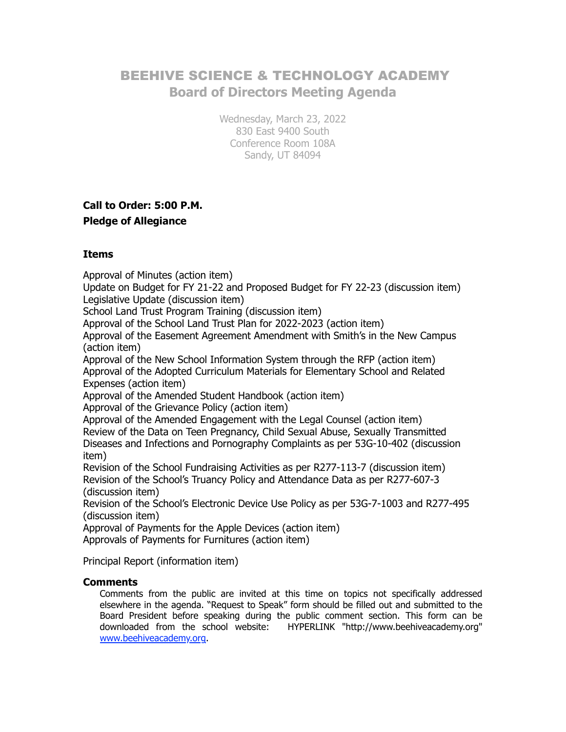# BEEHIVE SCIENCE & TECHNOLOGY ACADEMY
## Board of Directors Meeting Agenda

Wednesday, March 23, 2022
830 East 9400 South
Conference Room 108A
Sandy, UT 84094

**Call to Order: 5:00 P.M.**

**Pledge of Allegiance**

**Items**

Approval of Minutes (action item)
Update on Budget for FY 21-22 and Proposed Budget for FY 22-23 (discussion item)
Legislative Update (discussion item)
School Land Trust Program Training (discussion item)
Approval of the School Land Trust Plan for 2022-2023 (action item)
Approval of the Easement Agreement Amendment with Smith's in the New Campus (action item)
Approval of the New School Information System through the RFP (action item)
Approval of the Adopted Curriculum Materials for Elementary School and Related Expenses (action item)
Approval of the Amended Student Handbook (action item)
Approval of the Grievance Policy (action item)
Approval of the Amended Engagement with the Legal Counsel (action item)
Review of the Data on Teen Pregnancy, Child Sexual Abuse, Sexually Transmitted Diseases and Infections and Pornography Complaints as per 53G-10-402 (discussion item)
Revision of the School Fundraising Activities as per R277-113-7 (discussion item)
Revision of the School's Truancy Policy and Attendance Data as per R277-607-3 (discussion item)
Revision of the School's Electronic Device Use Policy as per 53G-7-1003 and R277-495 (discussion item)
Approval of Payments for the Apple Devices (action item)
Approvals of Payments for Furnitures (action item)

Principal Report (information item)

**Comments**

Comments from the public are invited at this time on topics not specifically addressed elsewhere in the agenda. "Request to Speak" form should be filled out and submitted to the Board President before speaking during the public comment section. This form can be downloaded from the school website: HYPERLINK "http://www.beehiveacademy.org" www.beehiveacademy.org.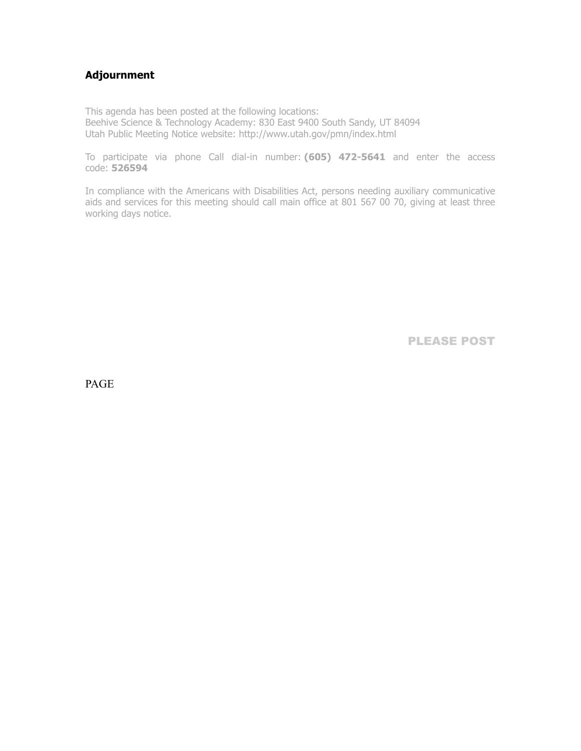**Adjournment**

This agenda has been posted at the following locations:
Beehive Science & Technology Academy: 830 East 9400 South Sandy, UT 84094
Utah Public Meeting Notice website: http://www.utah.gov/pmn/index.html

To participate via phone Call dial-in number: **(605) 472-5641** and enter the access code: **526594**

In compliance with the Americans with Disabilities Act, persons needing auxiliary communicative aids and services for this meeting should call main office at 801 567 00 70, giving at least three working days notice.

**PLEASE POST**

PAGE